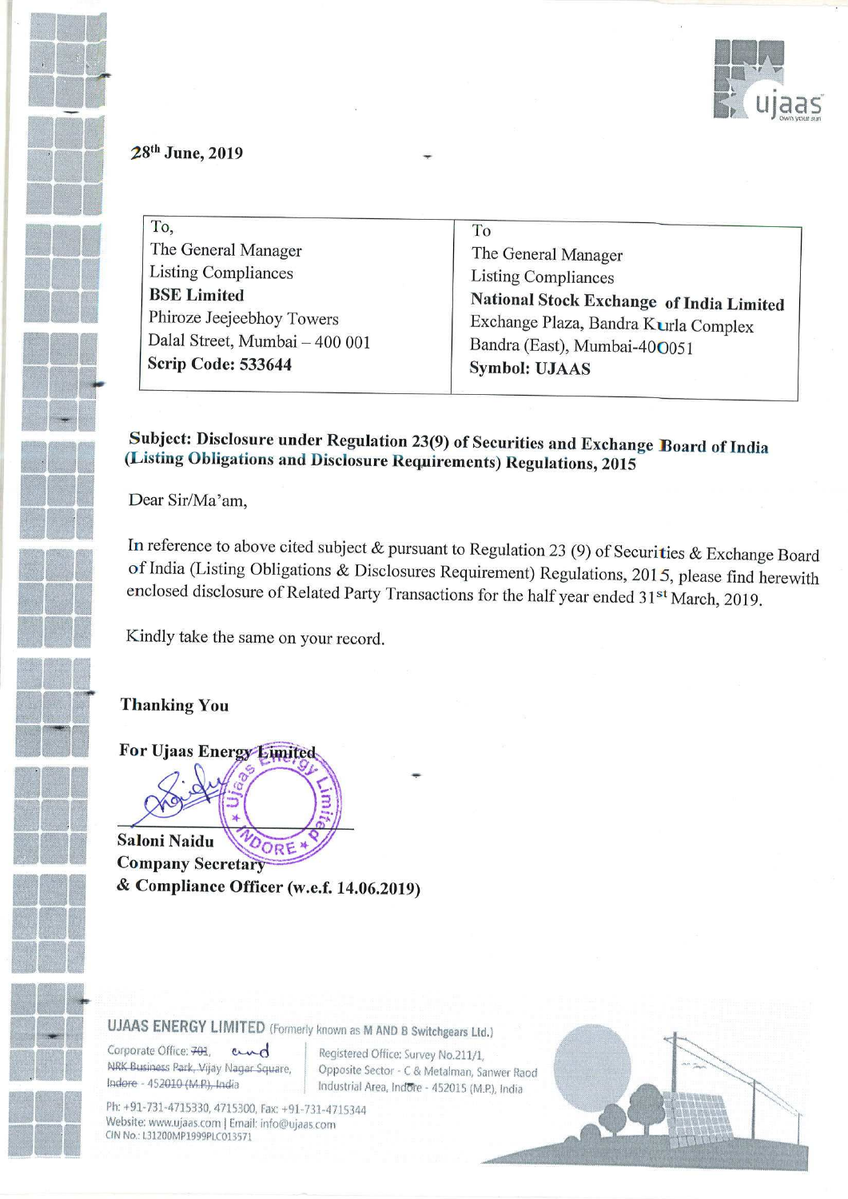28th June, 2019

| To,<br>The General Manager<br>Listing Compliances<br>**BSE Limited**<br>Phiroze Jeejeebhoy Towers<br>Dalal Street, Mumbai – 400 001<br>**Scrip Code: 533644** | To<br>The General Manager<br>Listing Compliances<br>**National Stock Exchange of India Limited**<br>Exchange Plaza, Bandra Kurla Complex<br>Bandra (East), Mumbai-400051<br>**Symbol: UJAAS** |
|---|---|

**Subject: Disclosure under Regulation 23(9) of Securities and Exchange Board of India (Listing Obligations and Disclosure Requirements) Regulations, 2015**

Dear Sir/Ma'am,

In reference to above cited subject & pursuant to Regulation 23 (9) of Securities & Exchange Board of India (Listing Obligations & Disclosures Requirement) Regulations, 2015, please find herewith enclosed disclosure of Related Party Transactions for the half year ended 31st March, 2019.

Kindly take the same on your record.

**Thanking You**

**For Ujaas Energy Limited**

**Saloni Naidu**
**Company Secretary**
**& Compliance Officer (w.e.f. 14.06.2019)**

**UJAAS ENERGY LIMITED** (Formerly known as M AND B Switchgears Ltd.)

Corporate Office: ~~701,~~ and ~~NRK Business Park, Vijay Nagar Square, Indore - 452010 (M.P.), India~~

Registered Office: Survey No.211/1, Opposite Sector - C & Metalman, Sanwer Raod Industrial Area, Indore - 452015 (M.P.), India

Ph: +91-731-4715330, 4715300, Fax: +91-731-4715344
Website: www.ujaas.com | Email: info@ujaas.com
CIN No.: L31200MP1999PLC013571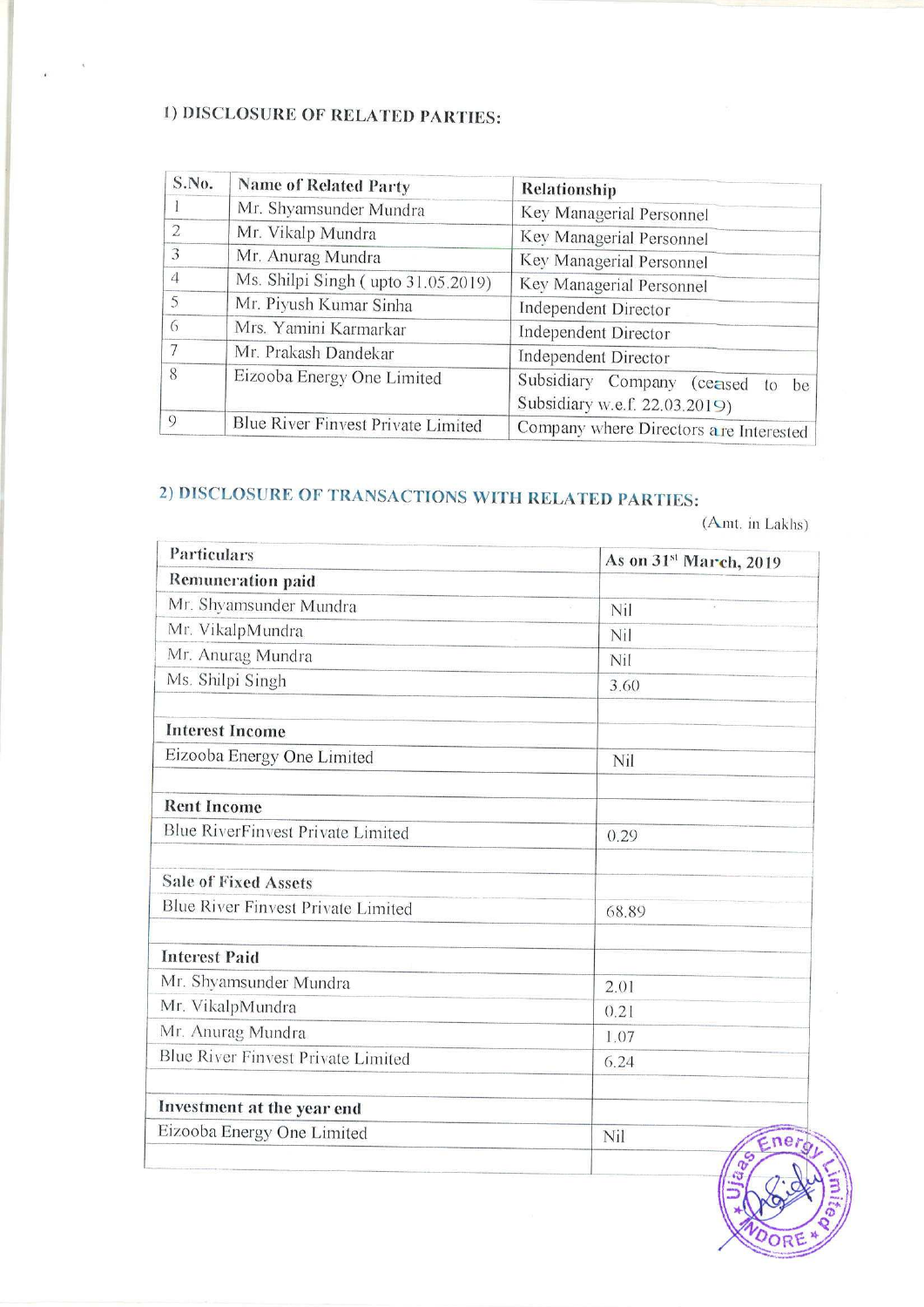## 1) DISCLOSURE OF RELATED PARTIES:

| S.No. | Name of Related Party | Relationship |
|---|---|---|
| 1 | Mr. Shyamsunder Mundra | Key Managerial Personnel |
| 2 | Mr. Vikalp Mundra | Key Managerial Personnel |
| 3 | Mr. Anurag Mundra | Key Managerial Personnel |
| 4 | Ms. Shilpi Singh ( upto 31.05.2019) | Key Managerial Personnel |
| 5 | Mr. Piyush Kumar Sinha | Independent Director |
| 6 | Mrs. Yamini Karmarkar | Independent Director |
| 7 | Mr. Prakash Dandekar | Independent Director |
| 8 | Eizooba Energy One Limited | Subsidiary Company (ceased to be Subsidiary w.e.f. 22.03.2019) |
| 9 | Blue River Finvest Private Limited | Company where Directors are Interested |

## 2) DISCLOSURE OF TRANSACTIONS WITH RELATED PARTIES:

(Amt. in Lakhs)

| Particulars | As on 31st March, 2019 |
|---|---|
| **Remuneration paid** | |
| Mr. Shyamsunder Mundra | Nil |
| Mr. VikalpMundra | Nil |
| Mr. Anurag Mundra | Nil |
| Ms. Shilpi Singh | 3.60 |
| | |
| **Interest Income** | |
| Eizooba Energy One Limited | Nil |
| | |
| **Rent Income** | |
| Blue RiverFinvest Private Limited | 0.29 |
| | |
| **Sale of Fixed Assets** | |
| Blue River Finvest Private Limited | 68.89 |
| | |
| **Interest Paid** | |
| Mr. Shyamsunder Mundra | 2.01 |
| Mr. VikalpMundra | 0.21 |
| Mr. Anurag Mundra | 1.07 |
| Blue River Finvest Private Limited | 6.24 |
| | |
| **Investment at the year end** | |
| Eizooba Energy One Limited | Nil |
| | |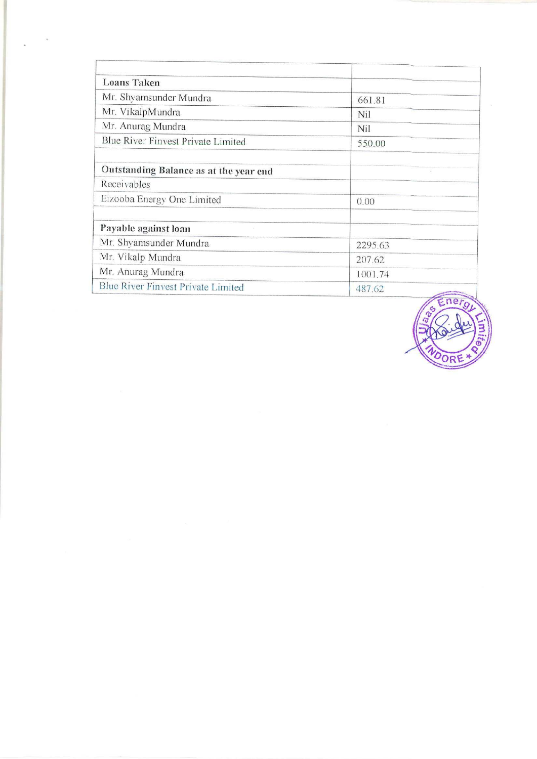| | |
|---|---|
| **Loans Taken** | |
| Mr. Shyamsunder Mundra | 661.81 |
| Mr. VikalpMundra | Nil |
| Mr. Anurag Mundra | Nil |
| Blue River Finvest Private Limited | 550.00 |
| | |
| **Outstanding Balance as at the year end** | |
| Receivables | |
| Eizooba Energy One Limited | 0.00 |
| | |
| **Payable against loan** | |
| Mr. Shyamsunder Mundra | 2295.63 |
| Mr. Vikalp Mundra | 207.62 |
| Mr. Anurag Mundra | 1001.74 |
| Blue River Finvest Private Limited | 487.62 |

Ujaas Energy Limited
INDORE